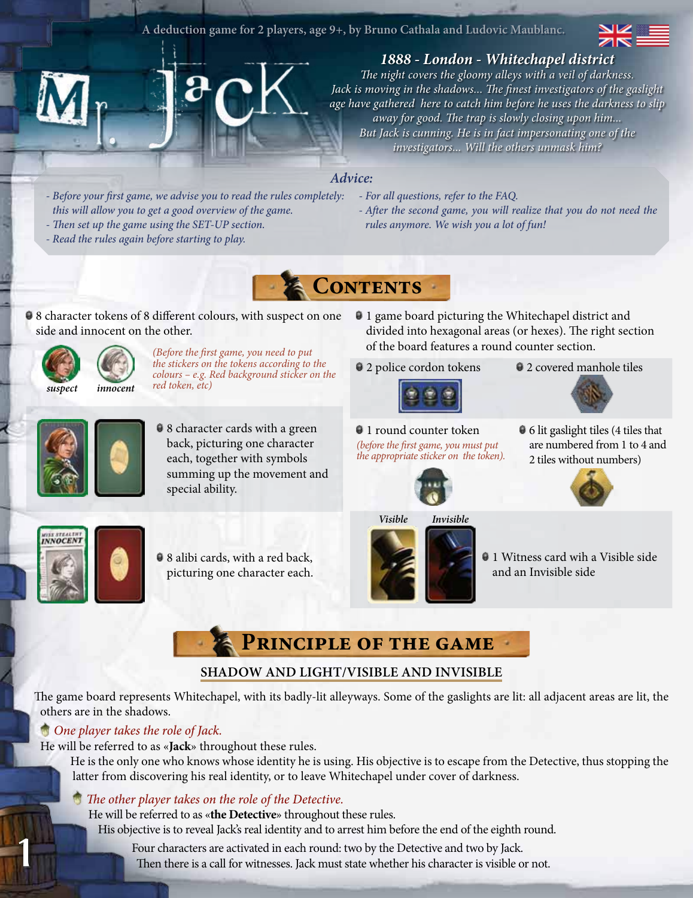A deduction game for 2 players, age 9+, by Bruno Cathala and Ludovic Maublanc.

# Mr. Jack

*1888 - London - Whitechapel district*

*The night covers the gloomy alleys with a veil of darkness. Jack is moving in the shadows... The finest investigators of the gaslight age have gathered here to catch him before he uses the darkness to slip away for good. The trap is slowly closing upon him... But Jack is cunning. He is in fact impersonating one of the investigators... Will the others unmask him?*

## Advice:

- *Before your first game, we advise you to read the rules completely: this will allow you to get a good overview of the game.*
- *Then set up the game using the SET-UP section.*
- *Read the rules again before starting to play.*
- *For all questions, refer to the FAQ.*
- *After the second game, you will realize that you do not need the rules anymore. We wish you a lot of fun!*

## Contents

- 8 character tokens of 8 different colours, with suspect on one side and innocent on the other.

  **suspect** **innocent**

  *(Before the first game, you need to put the stickers on the tokens according to the colours – e.g. Red background sticker on the red token, etc)*

- 8 character cards with a green back, picturing one character each, together with symbols summing up the movement and special ability.
- 8 alibi cards, with a red back, picturing one character each.
- 1 game board picturing the Whitechapel district and divided into hexagonal areas (or hexes). The right section of the board features a round counter section.
- 2 police cordon tokens
- 2 covered manhole tiles
- 1 round counter token *(before the first game, you must put the appropriate sticker on the token).*
- 6 lit gaslight tiles (4 tiles that are numbered from 1 to 4 and 2 tiles without numbers)
- 1 Witness card wih a Visible side and an Invisible side

  **Visible** **Invisible**

## Principle of the game

### SHADOW AND LIGHT/VISIBLE AND INVISIBLE

The game board represents Whitechapel, with its badly-lit alleyways. Some of the gaslights are lit: all adjacent areas are lit, the others are in the shadows.

*One player takes the role of Jack.*

He will be referred to as «**Jack**» throughout these rules.

He is the only one who knows whose identity he is using. His objective is to escape from the Detective, thus stopping the latter from discovering his real identity, or to leave Whitechapel under cover of darkness.

*The other player takes on the role of the Detective.*

He will be referred to as «**the Detective**» throughout these rules.

His objective is to reveal Jack's real identity and to arrest him before the end of the eighth round.

Four characters are activated in each round: two by the Detective and two by Jack.

Then there is a call for witnesses. Jack must state whether his character is visible or not.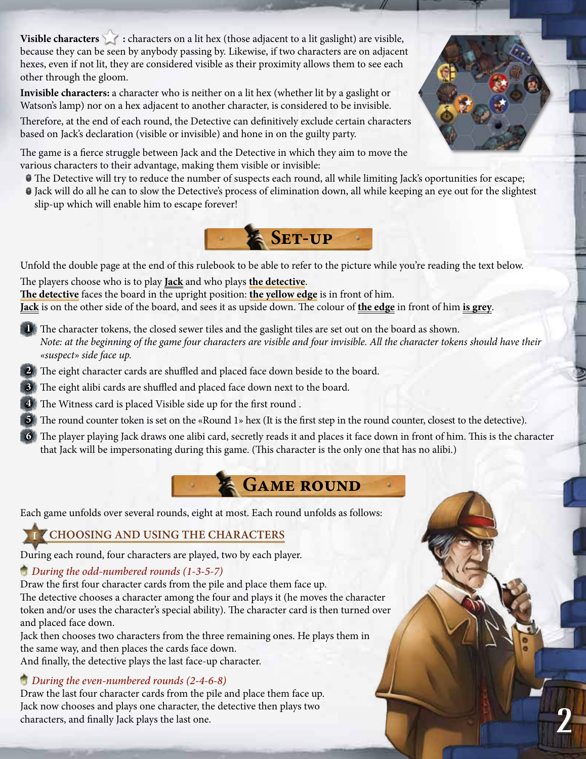**Visible characters** : characters on a lit hex (those adjacent to a lit gaslight) are visible, because they can be seen by anybody passing by. Likewise, if two characters are on adjacent hexes, even if not lit, they are considered visible as their proximity allows them to see each other through the gloom.

**Invisible characters:** a character who is neither on a lit hex (whether lit by a gaslight or Watson's lamp) nor on a hex adjacent to another character, is considered to be invisible.

Therefore, at the end of each round, the Detective can definitively exclude certain characters based on Jack's declaration (visible or invisible) and hone in on the guilty party.

The game is a fierce struggle between Jack and the Detective in which they aim to move the various characters to their advantage, making them visible or invisible:

- The Detective will try to reduce the number of suspects each round, all while limiting Jack's oportunities for escape;
- Jack will do all he can to slow the Detective's process of elimination down, all while keeping an eye out for the slightest slip-up which will enable him to escape forever!

## Set-up

Unfold the double page at the end of this rulebook to be able to refer to the picture while you're reading the text below.

The players choose who is to play **Jack** and who plays **the detective**.
**The detective** faces the board in the upright position: **the yellow edge** is in front of him.
**Jack** is on the other side of the board, and sees it as upside down. The colour of **the edge** in front of him **is grey**.

1. The character tokens, the closed sewer tiles and the gaslight tiles are set out on the board as shown.
   *Note: at the beginning of the game four characters are visible and four invisible. All the character tokens should have their «suspect» side face up.*
2. The eight character cards are shuffled and placed face down beside to the board.
3. The eight alibi cards are shuffled and placed face down next to the board.
4. The Witness card is placed Visible side up for the first round .
5. The round counter token is set on the «Round 1» hex (It is the first step in the round counter, closest to the detective).
6. The player playing Jack draws one alibi card, secretly reads it and places it face down in front of him. This is the character that Jack will be impersonating during this game. (This character is the only one that has no alibi.)

## Game round

Each game unfolds over several rounds, eight at most. Each round unfolds as follows:

### I Choosing and using the characters

During each round, four characters are played, two by each player.

*During the odd-numbered rounds (1-3-5-7)*

Draw the first four character cards from the pile and place them face up.
The detective chooses a character among the four and plays it (he moves the character token and/or uses the character's special ability). The character card is then turned over and placed face down.
Jack then chooses two characters from the three remaining ones. He plays them in the same way, and then places the cards face down.
And finally, the detective plays the last face-up character.

*During the even-numbered rounds (2-4-6-8)*

Draw the last four character cards from the pile and place them face up.
Jack now chooses and plays one character, the detective then plays two characters, and finally Jack plays the last one.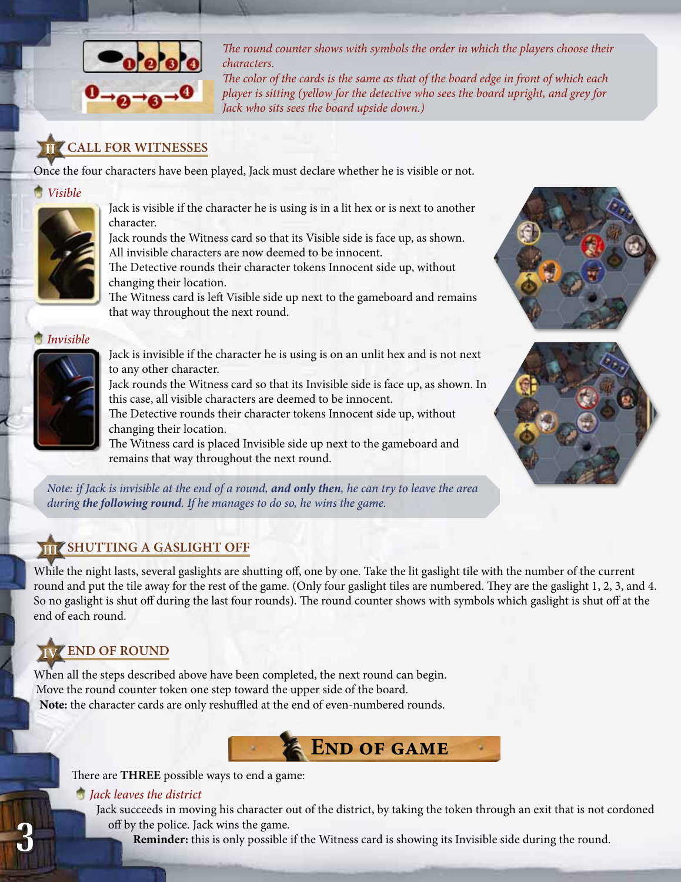*The round counter shows with symbols the order in which the players choose their characters.*
*The color of the cards is the same as that of the board edge in front of which each player is sitting (yellow for the detective who sees the board upright, and grey for Jack who sits sees the board upside down.)*

## II CALL FOR WITNESSES

Once the four characters have been played, Jack must declare whether he is visible or not.

### *Visible*

Jack is visible if the character he is using is in a lit hex or is next to another character.
Jack rounds the Witness card so that its Visible side is face up, as shown.
All invisible characters are now deemed to be innocent.
The Detective rounds their character tokens Innocent side up, without changing their location.
The Witness card is left Visible side up next to the gameboard and remains that way throughout the next round.

### *Invisible*

Jack is invisible if the character he is using is on an unlit hex and is not next to any other character.
Jack rounds the Witness card so that its Invisible side is face up, as shown. In this case, all visible characters are deemed to be innocent.
The Detective rounds their character tokens Innocent side up, without changing their location.
The Witness card is placed Invisible side up next to the gameboard and remains that way throughout the next round.

*Note: if Jack is invisible at the end of a round, **and only then**, he can try to leave the area during **the following round**. If he manages to do so, he wins the game.*

## III SHUTTING A GASLIGHT OFF

While the night lasts, several gaslights are shutting off, one by one. Take the lit gaslight tile with the number of the current round and put the tile away for the rest of the game. (Only four gaslight tiles are numbered. They are the gaslight 1, 2, 3, and 4. So no gaslight is shut off during the last four rounds). The round counter shows with symbols which gaslight is shut off at the end of each round.

## IV END OF ROUND

When all the steps described above have been completed, the next round can begin.
Move the round counter token one step toward the upper side of the board.
**Note:** the character cards are only reshuffled at the end of even-numbered rounds.

# End of game

There are **THREE** possible ways to end a game:

### *Jack leaves the district*

Jack succeeds in moving his character out of the district, by taking the token through an exit that is not cordoned off by the police. Jack wins the game.
**Reminder:** this is only possible if the Witness card is showing its Invisible side during the round.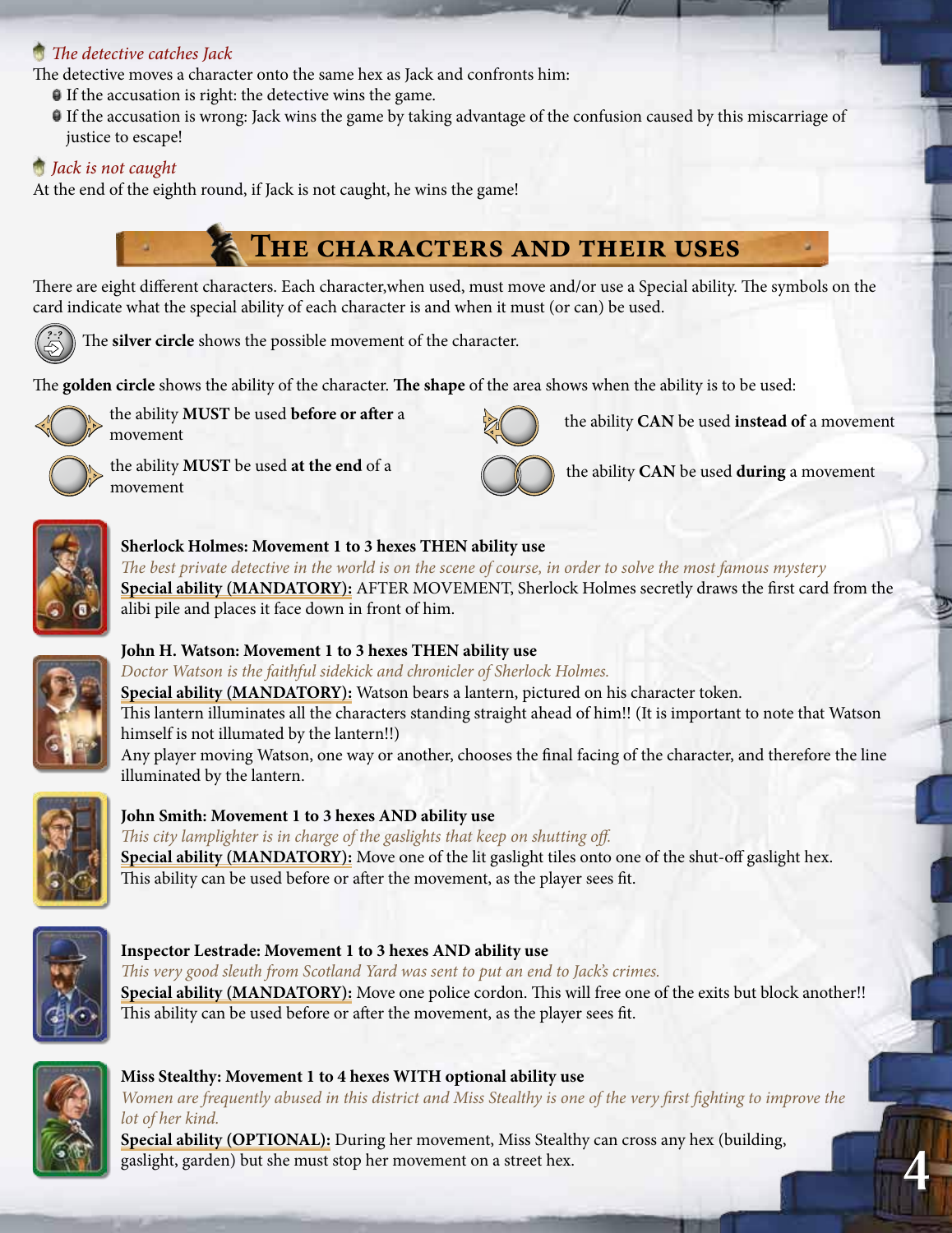### *The detective catches Jack*

The detective moves a character onto the same hex as Jack and confronts him:

- If the accusation is right: the detective wins the game.
- If the accusation is wrong: Jack wins the game by taking advantage of the confusion caused by this miscarriage of justice to escape!

### *Jack is not caught*

At the end of the eighth round, if Jack is not caught, he wins the game!

## The characters and their uses

There are eight different characters. Each character,when used, must move and/or use a Special ability. The symbols on the card indicate what the special ability of each character is and when it must (or can) be used.

The **silver circle** shows the possible movement of the character.

The **golden circle** shows the ability of the character. **The shape** of the area shows when the ability is to be used:

- the ability **MUST** be used **before or after** a movement
- the ability **MUST** be used **at the end** of a movement
- the ability **CAN** be used **instead of** a movement
- the ability **CAN** be used **during** a movement

**Sherlock Holmes: Movement 1 to 3 hexes THEN ability use**

*The best private detective in the world is on the scene of course, in order to solve the most famous mystery*

**Special ability (MANDATORY):** AFTER MOVEMENT, Sherlock Holmes secretly draws the first card from the alibi pile and places it face down in front of him.

**John H. Watson: Movement 1 to 3 hexes THEN ability use**

*Doctor Watson is the faithful sidekick and chronicler of Sherlock Holmes.*

**Special ability (MANDATORY):** Watson bears a lantern, pictured on his character token.

This lantern illuminates all the characters standing straight ahead of him!! (It is important to note that Watson himself is not illumated by the lantern!!)

Any player moving Watson, one way or another, chooses the final facing of the character, and therefore the line illuminated by the lantern.

**John Smith: Movement 1 to 3 hexes AND ability use**

*This city lamplighter is in charge of the gaslights that keep on shutting off.*

**Special ability (MANDATORY):** Move one of the lit gaslight tiles onto one of the shut-off gaslight hex.

This ability can be used before or after the movement, as the player sees fit.

**Inspector Lestrade: Movement 1 to 3 hexes AND ability use**

*This very good sleuth from Scotland Yard was sent to put an end to Jack's crimes.*

**Special ability (MANDATORY):** Move one police cordon. This will free one of the exits but block another!!

This ability can be used before or after the movement, as the player sees fit.

**Miss Stealthy: Movement 1 to 4 hexes WITH optional ability use**

*Women are frequently abused in this district and Miss Stealthy is one of the very first fighting to improve the lot of her kind.*

**Special ability (OPTIONAL):** During her movement, Miss Stealthy can cross any hex (building, gaslight, garden) but she must stop her movement on a street hex.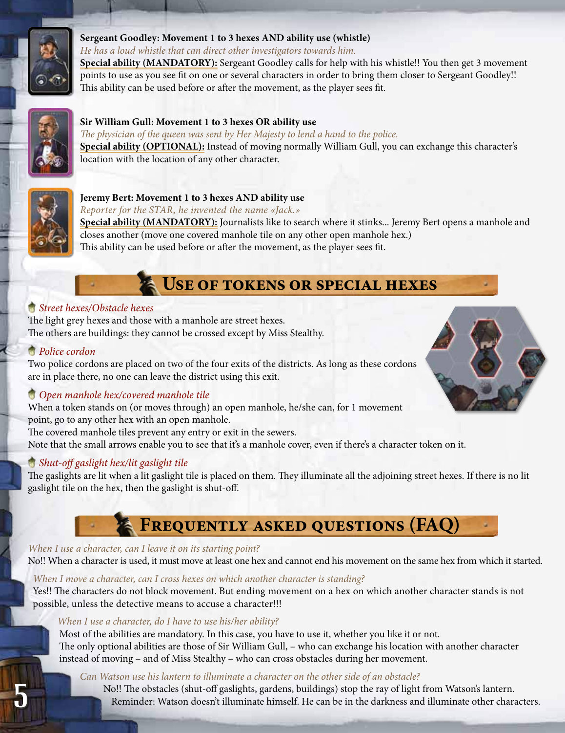**Sergeant Goodley: Movement 1 to 3 hexes AND ability use (whistle)**

*He has a loud whistle that can direct other investigators towards him.*

**Special ability (MANDATORY):** Sergeant Goodley calls for help with his whistle!! You then get 3 movement points to use as you see fit on one or several characters in order to bring them closer to Sergeant Goodley!! This ability can be used before or after the movement, as the player sees fit.

**Sir William Gull: Movement 1 to 3 hexes OR ability use**

*The physician of the queen was sent by Her Majesty to lend a hand to the police.*

**Special ability (OPTIONAL):** Instead of moving normally William Gull, you can exchange this character's location with the location of any other character.

**Jeremy Bert: Movement 1 to 3 hexes AND ability use**

*Reporter for the STAR, he invented the name «Jack.»*

**Special ability (MANDATORY):** Journalists like to search where it stinks... Jeremy Bert opens a manhole and closes another (move one covered manhole tile on any other open manhole hex.) This ability can be used before or after the movement, as the player sees fit.

## Use of tokens or special hexes

*Street hexes/Obstacle hexes*

The light grey hexes and those with a manhole are street hexes.
The others are buildings: they cannot be crossed except by Miss Stealthy.

*Police cordon*

Two police cordons are placed on two of the four exits of the districts. As long as these cordons are in place there, no one can leave the district using this exit.

*Open manhole hex/covered manhole tile*

When a token stands on (or moves through) an open manhole, he/she can, for 1 movement point, go to any other hex with an open manhole.
The covered manhole tiles prevent any entry or exit in the sewers.
Note that the small arrows enable you to see that it's a manhole cover, even if there's a character token on it.

*Shut-off gaslight hex/lit gaslight tile*

The gaslights are lit when a lit gaslight tile is placed on them. They illuminate all the adjoining street hexes. If there is no lit gaslight tile on the hex, then the gaslight is shut-off.

## Frequently asked questions (FAQ)

*When I use a character, can I leave it on its starting point?*

No!! When a character is used, it must move at least one hex and cannot end his movement on the same hex from which it started.

*When I move a character, can I cross hexes on which another character is standing?*

Yes!! The characters do not block movement. But ending movement on a hex on which another character stands is not possible, unless the detective means to accuse a character!!!

*When I use a character, do I have to use his/her ability?*

Most of the abilities are mandatory. In this case, you have to use it, whether you like it or not.
The only optional abilities are those of Sir William Gull, – who can exchange his location with another character instead of moving – and of Miss Stealthy – who can cross obstacles during her movement.

*Can Watson use his lantern to illuminate a character on the other side of an obstacle?*

No!! The obstacles (shut-off gaslights, gardens, buildings) stop the ray of light from Watson's lantern.
Reminder: Watson doesn't illuminate himself. He can be in the darkness and illuminate other characters.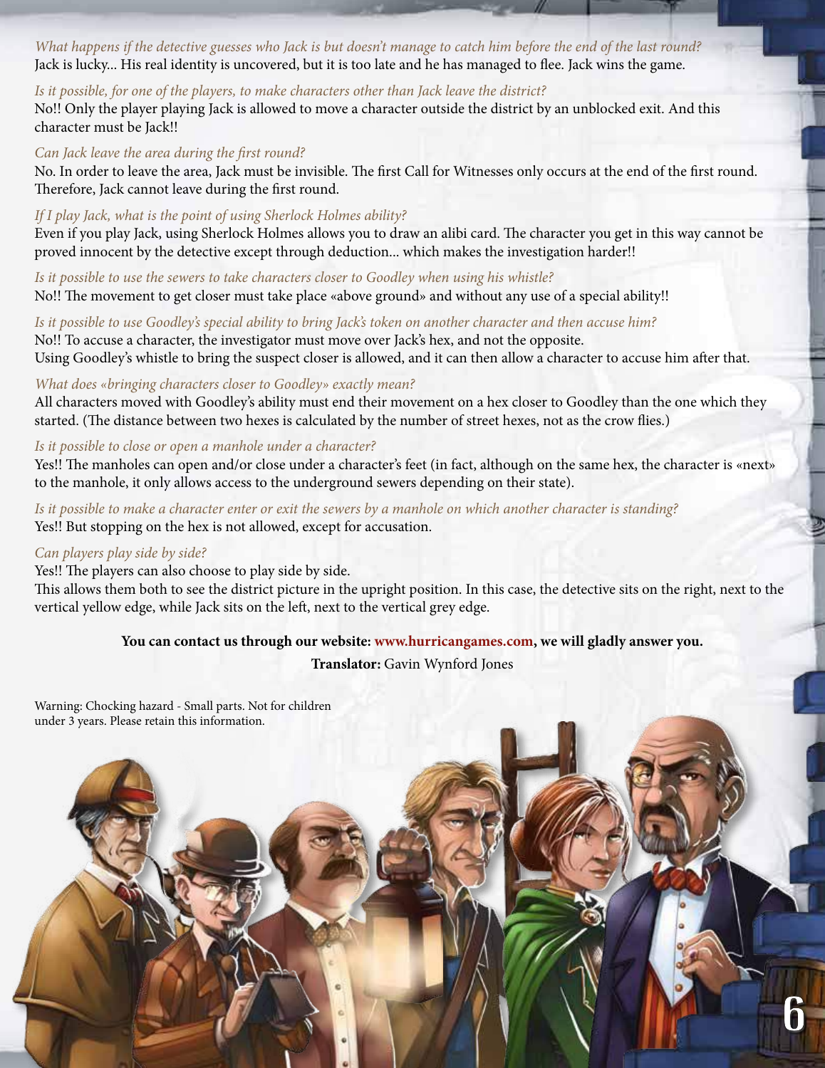*What happens if the detective guesses who Jack is but doesn't manage to catch him before the end of the last round?*
Jack is lucky... His real identity is uncovered, but it is too late and he has managed to flee. Jack wins the game.

*Is it possible, for one of the players, to make characters other than Jack leave the district?*
No!! Only the player playing Jack is allowed to move a character outside the district by an unblocked exit. And this character must be Jack!!

*Can Jack leave the area during the first round?*
No. In order to leave the area, Jack must be invisible. The first Call for Witnesses only occurs at the end of the first round. Therefore, Jack cannot leave during the first round.

*If I play Jack, what is the point of using Sherlock Holmes ability?*
Even if you play Jack, using Sherlock Holmes allows you to draw an alibi card. The character you get in this way cannot be proved innocent by the detective except through deduction... which makes the investigation harder!!

*Is it possible to use the sewers to take characters closer to Goodley when using his whistle?*
No!! The movement to get closer must take place «above ground» and without any use of a special ability!!

*Is it possible to use Goodley's special ability to bring Jack's token on another character and then accuse him?*
No!! To accuse a character, the investigator must move over Jack's hex, and not the opposite.
Using Goodley's whistle to bring the suspect closer is allowed, and it can then allow a character to accuse him after that.

*What does «bringing characters closer to Goodley» exactly mean?*
All characters moved with Goodley's ability must end their movement on a hex closer to Goodley than the one which they started. (The distance between two hexes is calculated by the number of street hexes, not as the crow flies.)

*Is it possible to close or open a manhole under a character?*
Yes!! The manholes can open and/or close under a character's feet (in fact, although on the same hex, the character is «next» to the manhole, it only allows access to the underground sewers depending on their state).

*Is it possible to make a character enter or exit the sewers by a manhole on which another character is standing?*
Yes!! But stopping on the hex is not allowed, except for accusation.

*Can players play side by side?*
Yes!! The players can also choose to play side by side.
This allows them both to see the district picture in the upright position. In this case, the detective sits on the right, next to the vertical yellow edge, while Jack sits on the left, next to the vertical grey edge.

**You can contact us through our website: www.hurricangames.com, we will gladly answer you.**

**Translator:** Gavin Wynford Jones

Warning: Chocking hazard - Small parts. Not for children under 3 years. Please retain this information.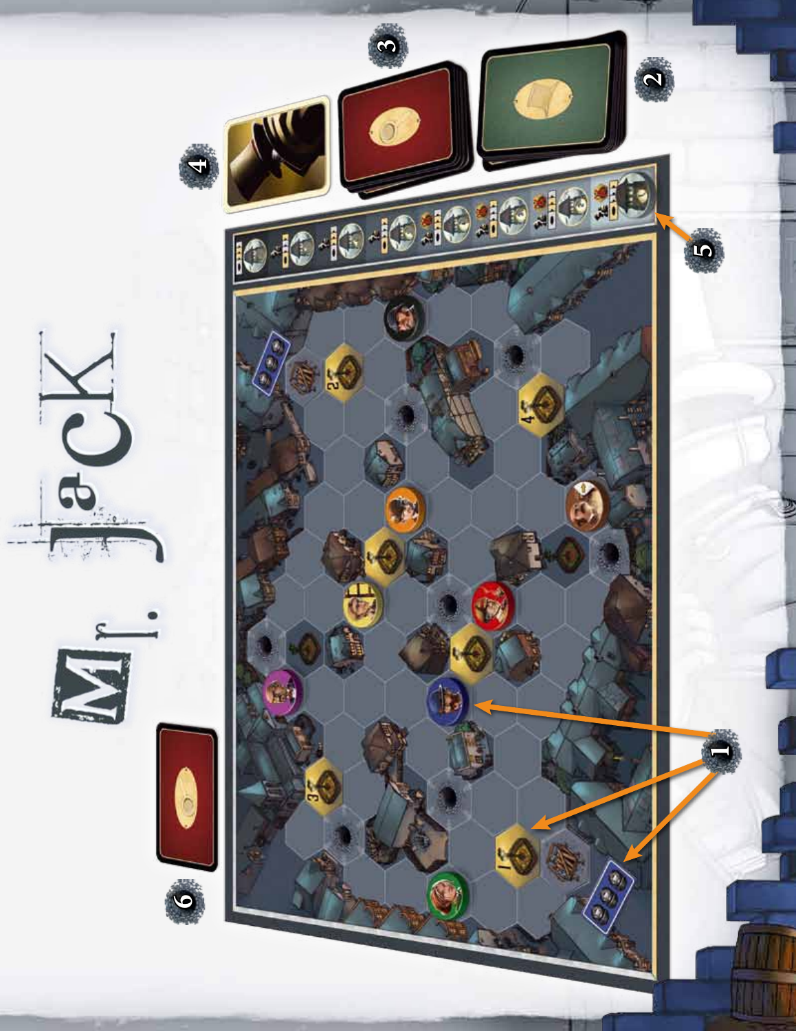# Mr. Jack

1

2

3

4

5

6